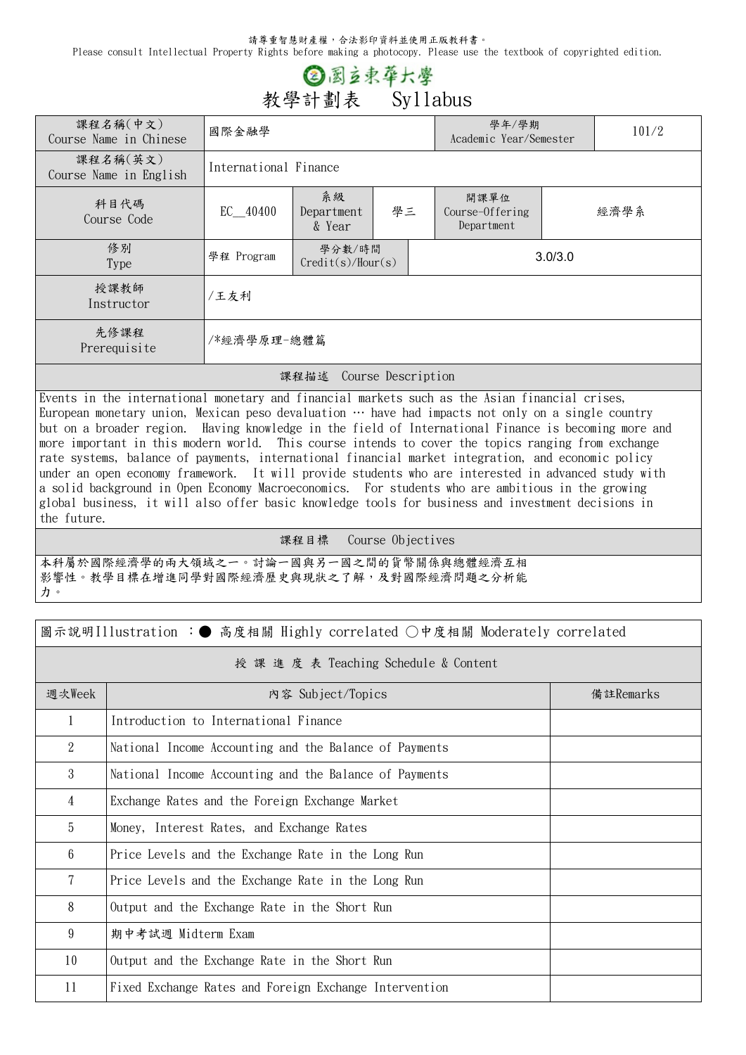請尊重智慧財產權，合法影印資料並使用正版教科書。
Please consult Intellectual Property Rights before making a photocopy. Please use the textbook of copyrighted edition.

# 國立東華大學

## 教學計劃表　Syllabus

| 課程名稱(中文) Course Name in Chinese | 國際金融學 | | | 學年/學期 Academic Year/Semester | 101/2 |
|---|---|---|---|---|---|
| 課程名稱(英文) Course Name in English | International Finance | | | | |
| 科目代碼 Course Code | EC__40400 | 系級 Department & Year | 學三 | 開課單位 Course-Offering Department | 經濟學系 |
| 修別 Type | 學程 Program | 學分數/時間 Credit(s)/Hour(s) | 3.0/3.0 | | |
| 授課教師 Instructor | /王友利 | | | | |
| 先修課程 Prerequisite | /*經濟學原理-總體篇 | | | | |

### 課程描述　Course Description

Events in the international monetary and financial markets such as the Asian financial crises, European monetary union, Mexican peso devaluation … have had impacts not only on a single country but on a broader region. Having knowledge in the field of International Finance is becoming more and more important in this modern world. This course intends to cover the topics ranging from exchange rate systems, balance of payments, international financial market integration, and economic policy under an open economy framework. It will provide students who are interested in advanced study with a solid background in Open Economy Macroeconomics. For students who are ambitious in the growing global business, it will also offer basic knowledge tools for business and investment decisions in the future.

### 課程目標　Course Objectives

本科屬於國際經濟學的兩大領域之一。討論一國與另一國之間的貨幣關係與總體經濟互相影響性。教學目標在增進同學對國際經濟歷史與現狀之了解，及對國際經濟問題之分析能力。

圖示說明Illustration ：● 高度相關 Highly correlated ○中度相關 Moderately correlated

### 授 課 進 度 表 Teaching Schedule & Content

| 週次Week | 內容 Subject/Topics | 備註Remarks |
|---|---|---|
| 1 | Introduction to International Finance | |
| 2 | National Income Accounting and the Balance of Payments | |
| 3 | National Income Accounting and the Balance of Payments | |
| 4 | Exchange Rates and the Foreign Exchange Market | |
| 5 | Money, Interest Rates, and Exchange Rates | |
| 6 | Price Levels and the Exchange Rate in the Long Run | |
| 7 | Price Levels and the Exchange Rate in the Long Run | |
| 8 | Output and the Exchange Rate in the Short Run | |
| 9 | 期中考試週 Midterm Exam | |
| 10 | Output and the Exchange Rate in the Short Run | |
| 11 | Fixed Exchange Rates and Foreign Exchange Intervention | |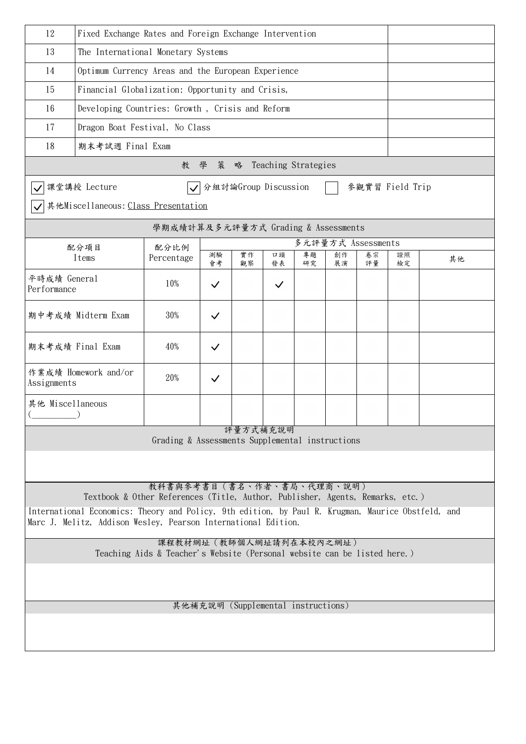| | | |
|---|---|---|
| 12 | Fixed Exchange Rates and Foreign Exchange Intervention | |
| 13 | The International Monetary Systems | |
| 14 | Optimum Currency Areas and the European Experience | |
| 15 | Financial Globalization: Opportunity and Crisis, | |
| 16 | Developing Countries: Growth , Crisis and Reform | |
| 17 | Dragon Boat Festival, No Class | |
| 18 | 期末考試週 Final Exam | |

## 教 學 策 略 Teaching Strategies

- ☑ 課堂講授 Lecture
- ☑ 分組討論Group Discussion
- ☐ 參觀實習 Field Trip
- ☑ 其他Miscellaneous: Class Presentation

## 學期成績計算及多元評量方式 Grading & Assessments

| 配分項目 Items | 配分比例 Percentage | 多元評量方式 Assessments | | | | | | | |
|---|---|---|---|---|---|---|---|---|---|
| | | 測驗會考 | 實作觀察 | 口頭發表 | 專題研究 | 創作展演 | 卷宗評量 | 證照檢定 | 其他 |
| 平時成績 General Performance | 10% | ✓ | | ✓ | | | | | |
| 期中考成績 Midterm Exam | 30% | ✓ | | | | | | | |
| 期末考成績 Final Exam | 40% | ✓ | | | | | | | |
| 作業成績 Homework and/or Assignments | 20% | ✓ | | | | | | | |
| 其他 Miscellaneous (__________) | | | | | | | | | |

## 評量方式補充說明 Grading & Assessments Supplemental instructions

## 教科書與參考書目(書名、作者、書局、代理商、說明) Textbook & Other References (Title, Author, Publisher, Agents, Remarks, etc.)

International Economics: Theory and Policy, 9th edition, by Paul R. Krugman, Maurice Obstfeld, and Marc J. Melitz, Addison Wesley, Pearson International Edition.

## 課程教材網址(教師個人網址請列在本校內之網址) Teaching Aids & Teacher's Website (Personal website can be listed here.)

## 其他補充說明 (Supplemental instructions)